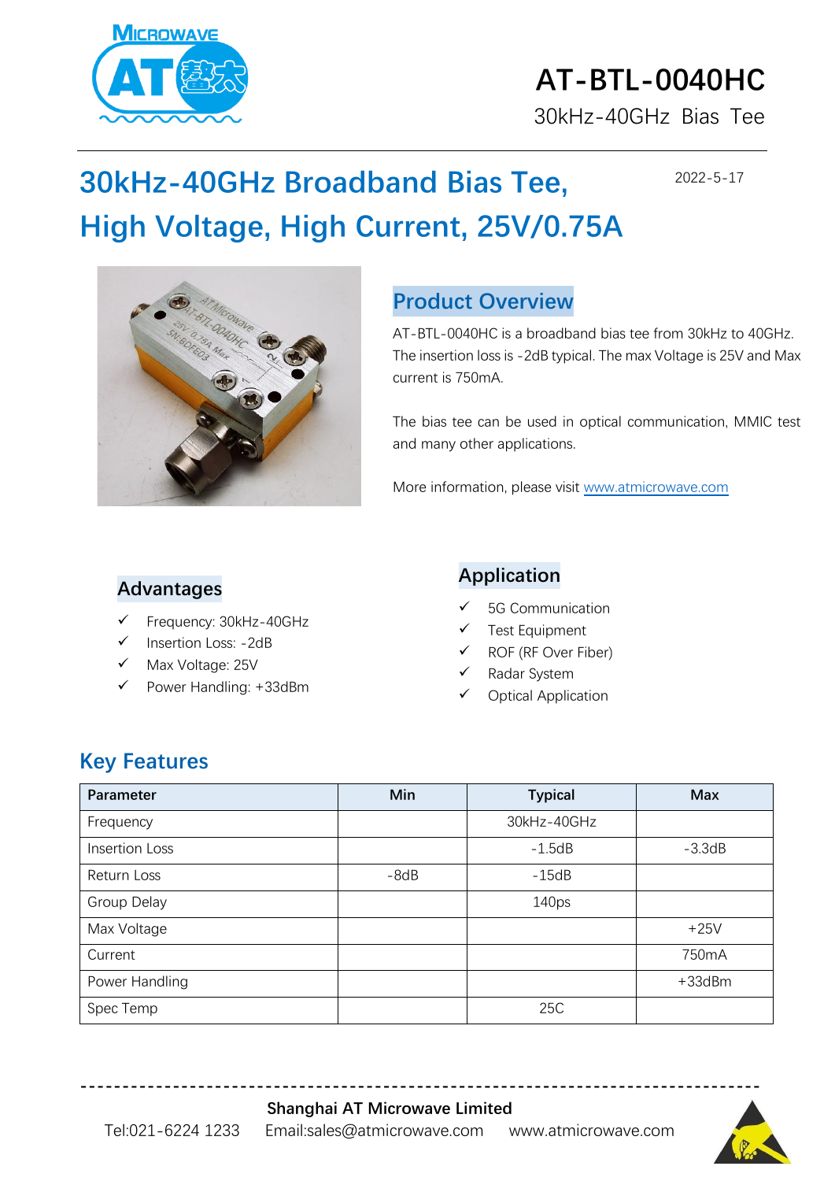# AT-BTL-0040HC

30kHz-40GHz Bias Tee

## 30kHz-40GHz Broadband Bias Tee, High Voltage, High Current, 25V/0.75A

2022-5-17

## Product Overview

AT-BTL-0040HC is a broadband bias tee from 30kHz to 40GHz. The insertion loss is -2dB typical. The max Voltage is 25V and Max current is 750mA.

The bias tee can be used in optical communication, MMIC test and many other applications.

More information, please visit www.atmicrowave.com

## Advantages

- ✓ Frequency: 30kHz-40GHz
- ✓ Insertion Loss: -2dB
- ✓ Max Voltage: 25V
- ✓ Power Handling: +33dBm

## Application

- ✓ 5G Communication
- ✓ Test Equipment
- ✓ ROF (RF Over Fiber)
- ✓ Radar System
- ✓ Optical Application

## Key Features

| Parameter | Min | Typical | Max |
|---|---|---|---|
| Frequency | | 30kHz-40GHz | |
| Insertion Loss | | -1.5dB | -3.3dB |
| Return Loss | -8dB | -15dB | |
| Group Delay | | 140ps | |
| Max Voltage | | | +25V |
| Current | | | 750mA |
| Power Handling | | | +33dBm |
| Spec Temp | | 25C | |

**Shanghai AT Microwave Limited**

Tel:021-6224 1233 Email:sales@atmicrowave.com www.atmicrowave.com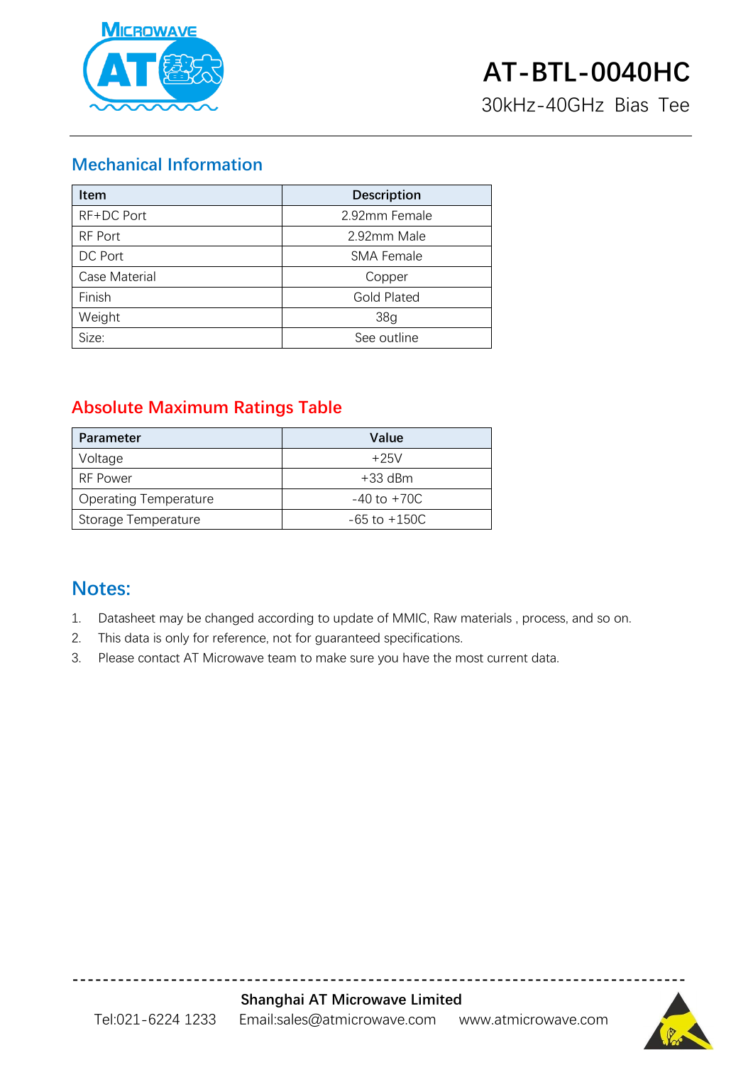# AT-BTL-0040HC

30kHz-40GHz Bias Tee

## Mechanical Information

| Item | Description |
|---|---|
| RF+DC Port | 2.92mm Female |
| RF Port | 2.92mm Male |
| DC Port | SMA Female |
| Case Material | Copper |
| Finish | Gold Plated |
| Weight | 38g |
| Size: | See outline |

## Absolute Maximum Ratings Table

| Parameter | Value |
|---|---|
| Voltage | +25V |
| RF Power | +33 dBm |
| Operating Temperature | -40 to +70C |
| Storage Temperature | -65 to +150C |

## Notes:

1. Datasheet may be changed according to update of MMIC, Raw materials , process, and so on.
2. This data is only for reference, not for guaranteed specifications.
3. Please contact AT Microwave team to make sure you have the most current data.

**Shanghai AT Microwave Limited**

Tel:021-6224 1233 Email:sales@atmicrowave.com www.atmicrowave.com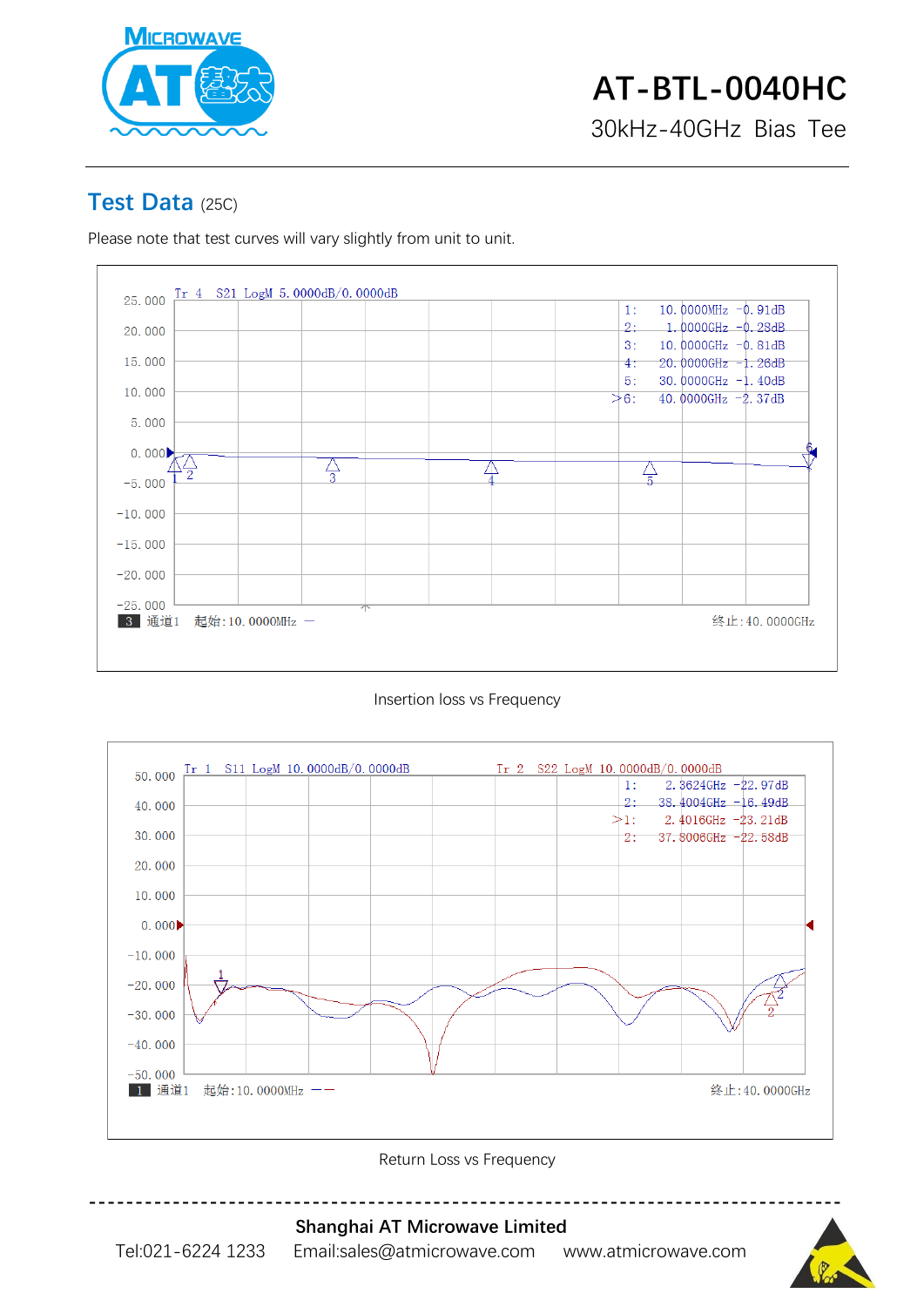# AT-BTL-0040HC

30kHz-40GHz Bias Tee

## Test Data (25C)

Please note that test curves will vary slightly from unit to unit.

Tr 4 S21 LogM 5.0000dB/0.0000dB

| Marker | Frequency | Value |
|---|---|---|
| 1: | 10.0000MHz | -0.91dB |
| 2: | 1.0000GHz | -0.28dB |
| 3: | 10.0000GHz | -0.81dB |
| 4: | 20.0000GHz | -1.26dB |
| 5: | 30.0000GHz | -1.40dB |
| >6: | 40.0000GHz | -2.37dB |

3 通道1 起始:10.0000MHz — 终止:40.0000GHz

Insertion loss vs Frequency

Tr 1 S11 LogM 10.0000dB/0.0000dB    Tr 2 S22 LogM 10.0000dB/0.0000dB

| Marker | Frequency | Value |
|---|---|---|
| 1: | 2.3624GHz | -22.97dB |
| 2: | 38.4004GHz | -16.49dB |
| >1: | 2.4016GHz | -23.21dB |
| 2: | 37.8006GHz | -22.58dB |

1 通道1 起始:10.0000MHz — — 终止:40.0000GHz

Return Loss vs Frequency

**Shanghai AT Microwave Limited**

Tel:021-6224 1233    Email:sales@atmicrowave.com    www.atmicrowave.com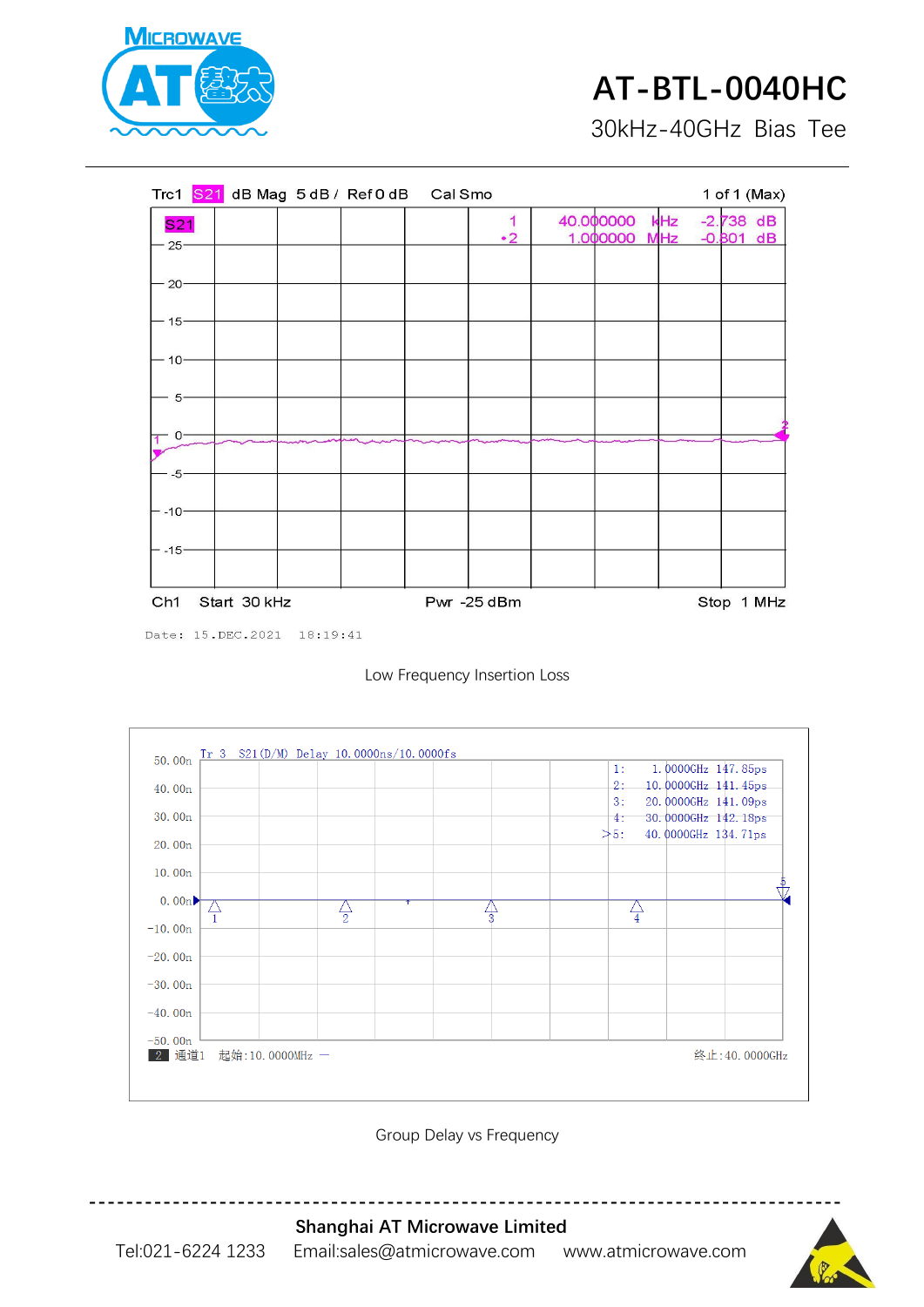# AT-BTL-0040HC

30kHz-40GHz Bias Tee

Trc1 S21 dB Mag 5 dB / Ref 0 dB Cal Smo 1 of 1 (Max)

| Marker | Frequency | Value |
|---|---|---|
| 1 | 40.000000 kHz | -2.738 dB |
| •2 | 1.000000 MHz | -0.801 dB |

Ch1 Start 30 kHz Pwr -25 dBm Stop 1 MHz

Date: 15.DEC.2021 18:19:41

Low Frequency Insertion Loss

Tr 3 S21(D/M) Delay 10.0000ns/10.0000fs

| Marker | Frequency | Delay |
|---|---|---|
| 1: | 1.0000GHz | 147.85ps |
| 2: | 10.0000GHz | 141.45ps |
| 3: | 20.0000GHz | 141.09ps |
| 4: | 30.0000GHz | 142.18ps |
| >5: | 40.0000GHz | 134.71ps |

2 通道1 起始:10.0000MHz — 终止:40.0000GHz

Group Delay vs Frequency

**Shanghai AT Microwave Limited**

Tel:021-6224 1233 Email:sales@atmicrowave.com www.atmicrowave.com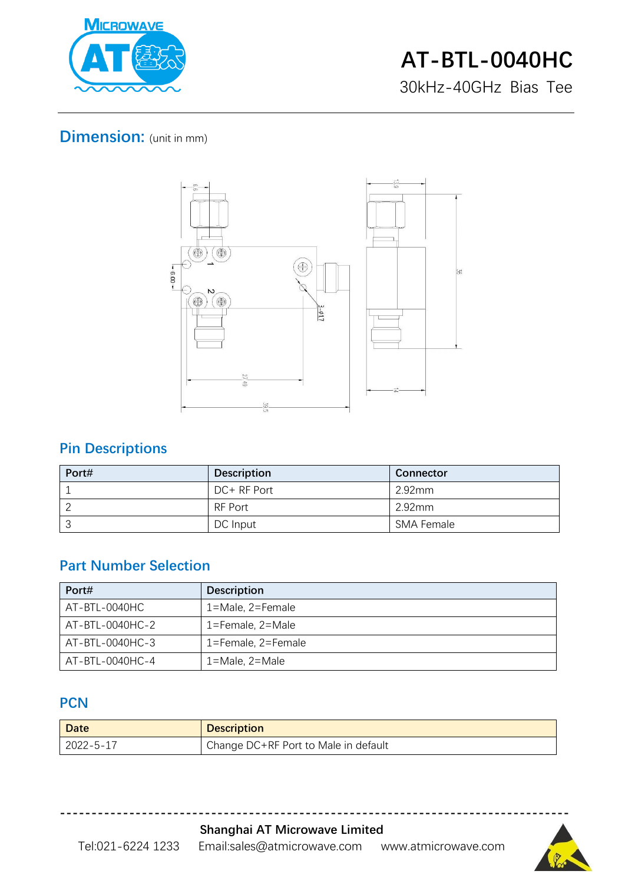# AT-BTL-0040HC

30kHz-40GHz Bias Tee

## Dimension: (unit in mm)

6.6
6.00
1
2
3-φ17
27.49
39.5
13.9
56
14

## Pin Descriptions

| Port# | Description | Connector |
|---|---|---|
| 1 | DC+ RF Port | 2.92mm |
| 2 | RF Port | 2.92mm |
| 3 | DC Input | SMA Female |

## Part Number Selection

| Port# | Description |
|---|---|
| AT-BTL-0040HC | 1=Male, 2=Female |
| AT-BTL-0040HC-2 | 1=Female, 2=Male |
| AT-BTL-0040HC-3 | 1=Female, 2=Female |
| AT-BTL-0040HC-4 | 1=Male, 2=Male |

## PCN

| Date | Description |
|---|---|
| 2022-5-17 | Change DC+RF Port to Male in default |

**Shanghai AT Microwave Limited**

Tel:021-6224 1233 Email:sales@atmicrowave.com www.atmicrowave.com